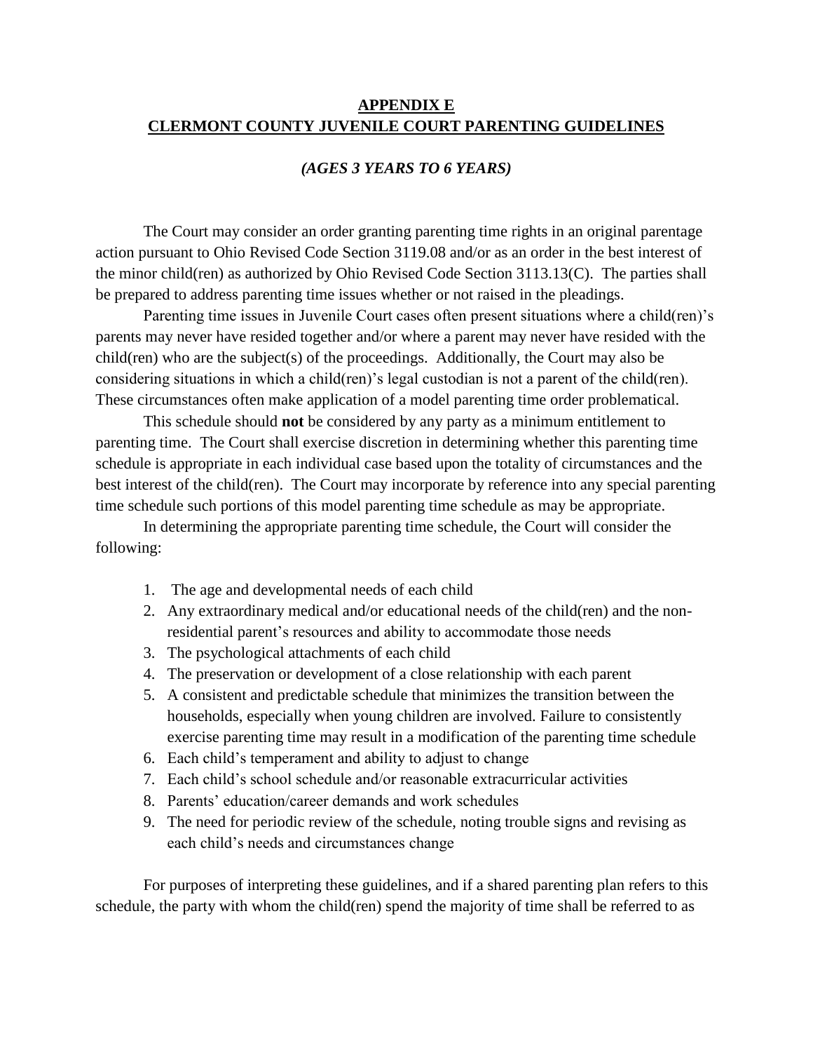# APPENDIX E
# CLERMONT COUNTY JUVENILE COURT PARENTING GUIDELINES

### *(AGES 3 YEARS TO 6 YEARS)*

The Court may consider an order granting parenting time rights in an original parentage action pursuant to Ohio Revised Code Section 3119.08 and/or as an order in the best interest of the minor child(ren) as authorized by Ohio Revised Code Section 3113.13(C). The parties shall be prepared to address parenting time issues whether or not raised in the pleadings.

Parenting time issues in Juvenile Court cases often present situations where a child(ren)'s parents may never have resided together and/or where a parent may never have resided with the child(ren) who are the subject(s) of the proceedings. Additionally, the Court may also be considering situations in which a child(ren)'s legal custodian is not a parent of the child(ren). These circumstances often make application of a model parenting time order problematical.

This schedule should **not** be considered by any party as a minimum entitlement to parenting time. The Court shall exercise discretion in determining whether this parenting time schedule is appropriate in each individual case based upon the totality of circumstances and the best interest of the child(ren). The Court may incorporate by reference into any special parenting time schedule such portions of this model parenting time schedule as may be appropriate.

In determining the appropriate parenting time schedule, the Court will consider the following:

1. The age and developmental needs of each child
2. Any extraordinary medical and/or educational needs of the child(ren) and the non-residential parent's resources and ability to accommodate those needs
3. The psychological attachments of each child
4. The preservation or development of a close relationship with each parent
5. A consistent and predictable schedule that minimizes the transition between the households, especially when young children are involved. Failure to consistently exercise parenting time may result in a modification of the parenting time schedule
6. Each child's temperament and ability to adjust to change
7. Each child's school schedule and/or reasonable extracurricular activities
8. Parents' education/career demands and work schedules
9. The need for periodic review of the schedule, noting trouble signs and revising as each child's needs and circumstances change

For purposes of interpreting these guidelines, and if a shared parenting plan refers to this schedule, the party with whom the child(ren) spend the majority of time shall be referred to as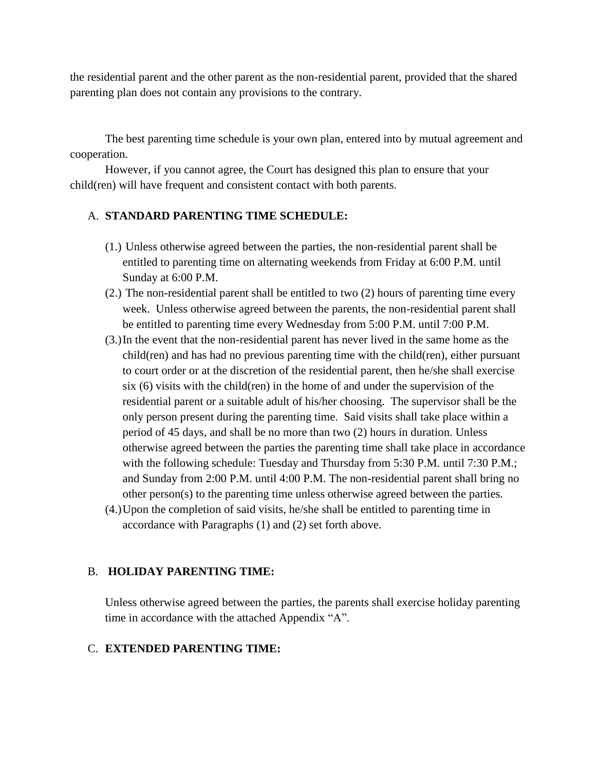the residential parent and the other parent as the non-residential parent, provided that the shared parenting plan does not contain any provisions to the contrary.

The best parenting time schedule is your own plan, entered into by mutual agreement and cooperation.

However, if you cannot agree, the Court has designed this plan to ensure that your child(ren) will have frequent and consistent contact with both parents.

A. **STANDARD PARENTING TIME SCHEDULE:**

(1.) Unless otherwise agreed between the parties, the non-residential parent shall be entitled to parenting time on alternating weekends from Friday at 6:00 P.M. until Sunday at 6:00 P.M.

(2.) The non-residential parent shall be entitled to two (2) hours of parenting time every week. Unless otherwise agreed between the parents, the non-residential parent shall be entitled to parenting time every Wednesday from 5:00 P.M. until 7:00 P.M.

(3.) In the event that the non-residential parent has never lived in the same home as the child(ren) and has had no previous parenting time with the child(ren), either pursuant to court order or at the discretion of the residential parent, then he/she shall exercise six (6) visits with the child(ren) in the home of and under the supervision of the residential parent or a suitable adult of his/her choosing. The supervisor shall be the only person present during the parenting time. Said visits shall take place within a period of 45 days, and shall be no more than two (2) hours in duration. Unless otherwise agreed between the parties the parenting time shall take place in accordance with the following schedule: Tuesday and Thursday from 5:30 P.M. until 7:30 P.M.; and Sunday from 2:00 P.M. until 4:00 P.M. The non-residential parent shall bring no other person(s) to the parenting time unless otherwise agreed between the parties.

(4.) Upon the completion of said visits, he/she shall be entitled to parenting time in accordance with Paragraphs (1) and (2) set forth above.

B. **HOLIDAY PARENTING TIME:**

Unless otherwise agreed between the parties, the parents shall exercise holiday parenting time in accordance with the attached Appendix "A".

C. **EXTENDED PARENTING TIME:**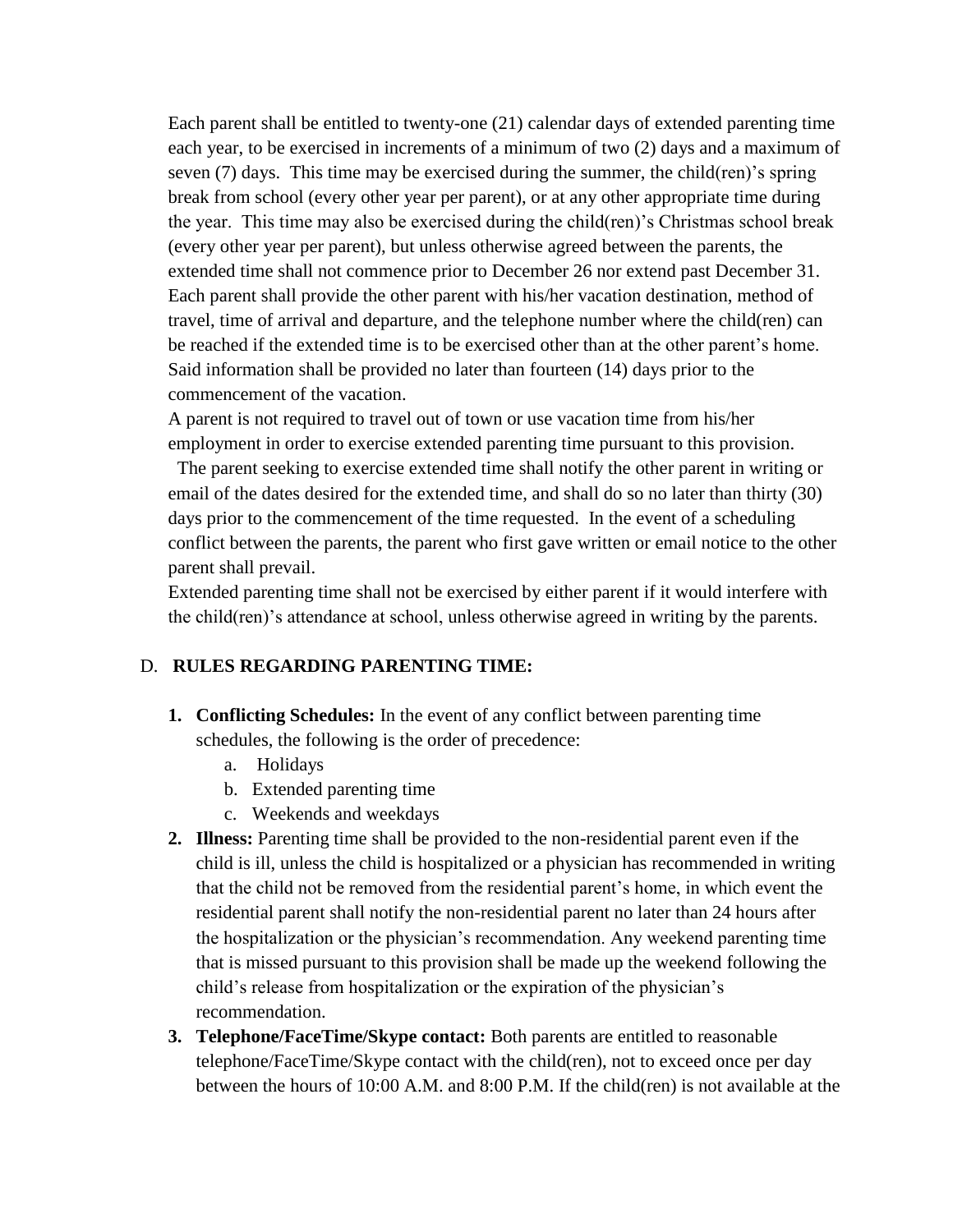Each parent shall be entitled to twenty-one (21) calendar days of extended parenting time each year, to be exercised in increments of a minimum of two (2) days and a maximum of seven (7) days. This time may be exercised during the summer, the child(ren)'s spring break from school (every other year per parent), or at any other appropriate time during the year. This time may also be exercised during the child(ren)'s Christmas school break (every other year per parent), but unless otherwise agreed between the parents, the extended time shall not commence prior to December 26 nor extend past December 31. Each parent shall provide the other parent with his/her vacation destination, method of travel, time of arrival and departure, and the telephone number where the child(ren) can be reached if the extended time is to be exercised other than at the other parent's home. Said information shall be provided no later than fourteen (14) days prior to the commencement of the vacation.

A parent is not required to travel out of town or use vacation time from his/her employment in order to exercise extended parenting time pursuant to this provision.

The parent seeking to exercise extended time shall notify the other parent in writing or email of the dates desired for the extended time, and shall do so no later than thirty (30) days prior to the commencement of the time requested. In the event of a scheduling conflict between the parents, the parent who first gave written or email notice to the other parent shall prevail.

Extended parenting time shall not be exercised by either parent if it would interfere with the child(ren)'s attendance at school, unless otherwise agreed in writing by the parents.

D. **RULES REGARDING PARENTING TIME:**

1. **Conflicting Schedules:** In the event of any conflict between parenting time schedules, the following is the order of precedence:
   a. Holidays
   b. Extended parenting time
   c. Weekends and weekdays
2. **Illness:** Parenting time shall be provided to the non-residential parent even if the child is ill, unless the child is hospitalized or a physician has recommended in writing that the child not be removed from the residential parent's home, in which event the residential parent shall notify the non-residential parent no later than 24 hours after the hospitalization or the physician's recommendation. Any weekend parenting time that is missed pursuant to this provision shall be made up the weekend following the child's release from hospitalization or the expiration of the physician's recommendation.
3. **Telephone/FaceTime/Skype contact:** Both parents are entitled to reasonable telephone/FaceTime/Skype contact with the child(ren), not to exceed once per day between the hours of 10:00 A.M. and 8:00 P.M. If the child(ren) is not available at the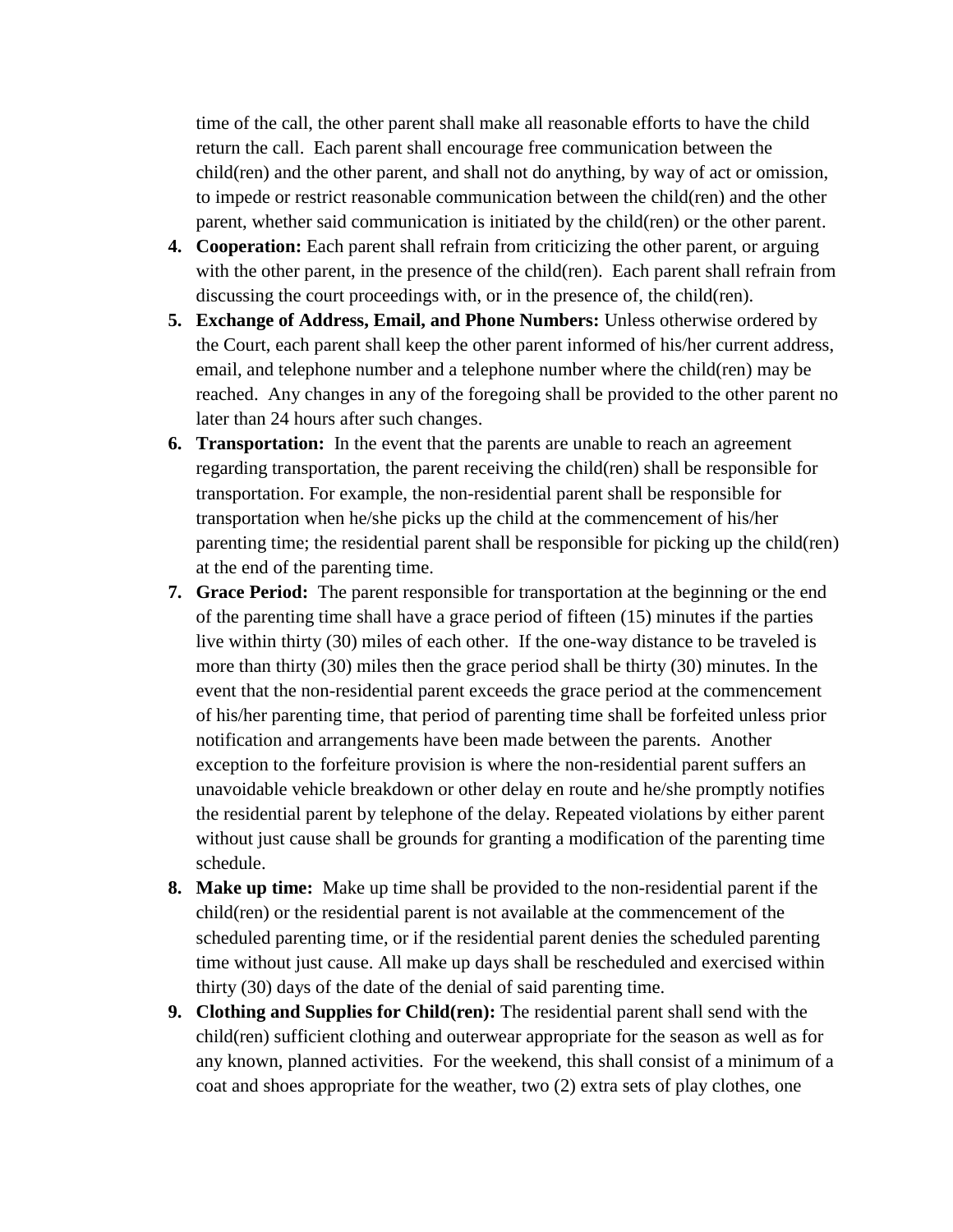time of the call, the other parent shall make all reasonable efforts to have the child return the call. Each parent shall encourage free communication between the child(ren) and the other parent, and shall not do anything, by way of act or omission, to impede or restrict reasonable communication between the child(ren) and the other parent, whether said communication is initiated by the child(ren) or the other parent.

4. **Cooperation:** Each parent shall refrain from criticizing the other parent, or arguing with the other parent, in the presence of the child(ren). Each parent shall refrain from discussing the court proceedings with, or in the presence of, the child(ren).
5. **Exchange of Address, Email, and Phone Numbers:** Unless otherwise ordered by the Court, each parent shall keep the other parent informed of his/her current address, email, and telephone number and a telephone number where the child(ren) may be reached. Any changes in any of the foregoing shall be provided to the other parent no later than 24 hours after such changes.
6. **Transportation:** In the event that the parents are unable to reach an agreement regarding transportation, the parent receiving the child(ren) shall be responsible for transportation. For example, the non-residential parent shall be responsible for transportation when he/she picks up the child at the commencement of his/her parenting time; the residential parent shall be responsible for picking up the child(ren) at the end of the parenting time.
7. **Grace Period:** The parent responsible for transportation at the beginning or the end of the parenting time shall have a grace period of fifteen (15) minutes if the parties live within thirty (30) miles of each other. If the one-way distance to be traveled is more than thirty (30) miles then the grace period shall be thirty (30) minutes. In the event that the non-residential parent exceeds the grace period at the commencement of his/her parenting time, that period of parenting time shall be forfeited unless prior notification and arrangements have been made between the parents. Another exception to the forfeiture provision is where the non-residential parent suffers an unavoidable vehicle breakdown or other delay en route and he/she promptly notifies the residential parent by telephone of the delay. Repeated violations by either parent without just cause shall be grounds for granting a modification of the parenting time schedule.
8. **Make up time:** Make up time shall be provided to the non-residential parent if the child(ren) or the residential parent is not available at the commencement of the scheduled parenting time, or if the residential parent denies the scheduled parenting time without just cause. All make up days shall be rescheduled and exercised within thirty (30) days of the date of the denial of said parenting time.
9. **Clothing and Supplies for Child(ren):** The residential parent shall send with the child(ren) sufficient clothing and outerwear appropriate for the season as well as for any known, planned activities. For the weekend, this shall consist of a minimum of a coat and shoes appropriate for the weather, two (2) extra sets of play clothes, one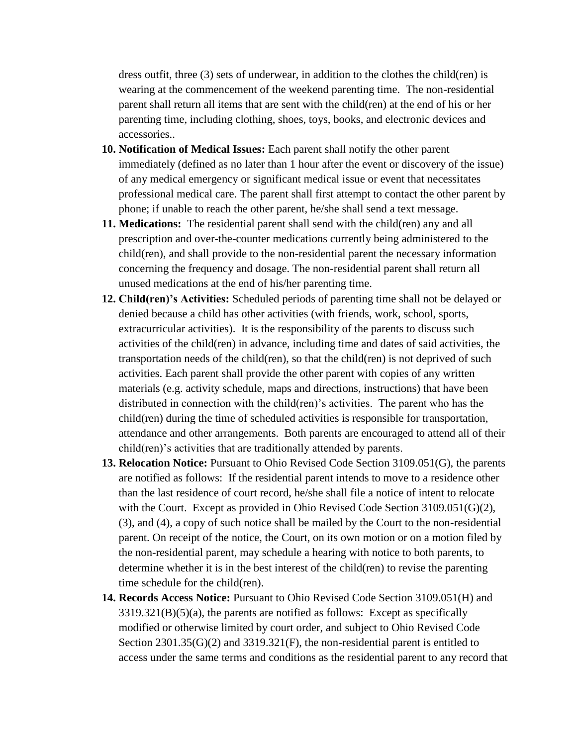dress outfit, three (3) sets of underwear, in addition to the clothes the child(ren) is wearing at the commencement of the weekend parenting time. The non-residential parent shall return all items that are sent with the child(ren) at the end of his or her parenting time, including clothing, shoes, toys, books, and electronic devices and accessories..

10. **Notification of Medical Issues:** Each parent shall notify the other parent immediately (defined as no later than 1 hour after the event or discovery of the issue) of any medical emergency or significant medical issue or event that necessitates professional medical care. The parent shall first attempt to contact the other parent by phone; if unable to reach the other parent, he/she shall send a text message.
11. **Medications:** The residential parent shall send with the child(ren) any and all prescription and over-the-counter medications currently being administered to the child(ren), and shall provide to the non-residential parent the necessary information concerning the frequency and dosage. The non-residential parent shall return all unused medications at the end of his/her parenting time.
12. **Child(ren)'s Activities:** Scheduled periods of parenting time shall not be delayed or denied because a child has other activities (with friends, work, school, sports, extracurricular activities). It is the responsibility of the parents to discuss such activities of the child(ren) in advance, including time and dates of said activities, the transportation needs of the child(ren), so that the child(ren) is not deprived of such activities. Each parent shall provide the other parent with copies of any written materials (e.g. activity schedule, maps and directions, instructions) that have been distributed in connection with the child(ren)'s activities. The parent who has the child(ren) during the time of scheduled activities is responsible for transportation, attendance and other arrangements. Both parents are encouraged to attend all of their child(ren)'s activities that are traditionally attended by parents.
13. **Relocation Notice:** Pursuant to Ohio Revised Code Section 3109.051(G), the parents are notified as follows: If the residential parent intends to move to a residence other than the last residence of court record, he/she shall file a notice of intent to relocate with the Court. Except as provided in Ohio Revised Code Section 3109.051(G)(2), (3), and (4), a copy of such notice shall be mailed by the Court to the non-residential parent. On receipt of the notice, the Court, on its own motion or on a motion filed by the non-residential parent, may schedule a hearing with notice to both parents, to determine whether it is in the best interest of the child(ren) to revise the parenting time schedule for the child(ren).
14. **Records Access Notice:** Pursuant to Ohio Revised Code Section 3109.051(H) and 3319.321(B)(5)(a), the parents are notified as follows: Except as specifically modified or otherwise limited by court order, and subject to Ohio Revised Code Section 2301.35(G)(2) and 3319.321(F), the non-residential parent is entitled to access under the same terms and conditions as the residential parent to any record that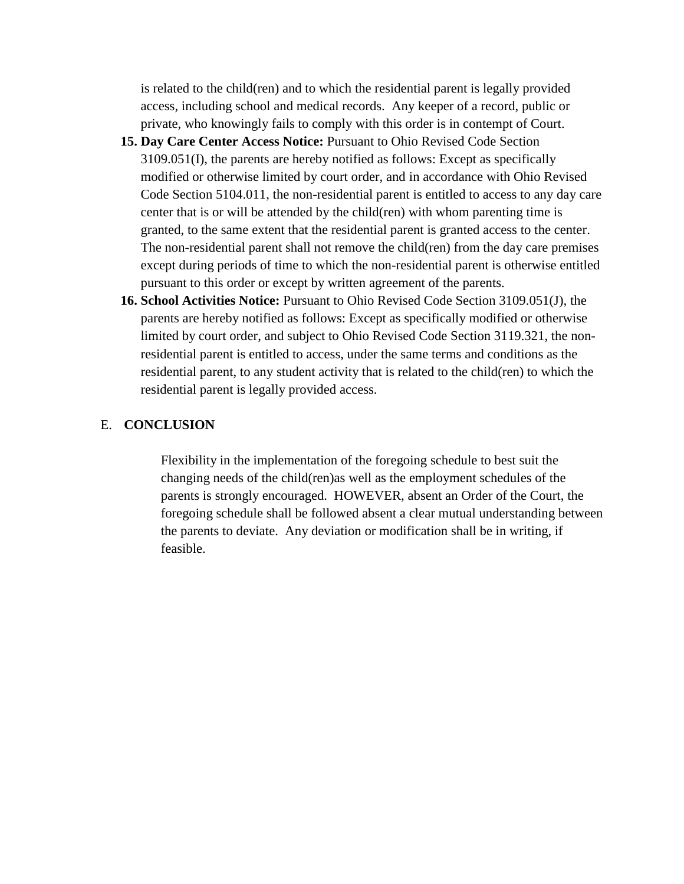is related to the child(ren) and to which the residential parent is legally provided access, including school and medical records. Any keeper of a record, public or private, who knowingly fails to comply with this order is in contempt of Court.

15. **Day Care Center Access Notice:** Pursuant to Ohio Revised Code Section 3109.051(I), the parents are hereby notified as follows: Except as specifically modified or otherwise limited by court order, and in accordance with Ohio Revised Code Section 5104.011, the non-residential parent is entitled to access to any day care center that is or will be attended by the child(ren) with whom parenting time is granted, to the same extent that the residential parent is granted access to the center. The non-residential parent shall not remove the child(ren) from the day care premises except during periods of time to which the non-residential parent is otherwise entitled pursuant to this order or except by written agreement of the parents.
16. **School Activities Notice:** Pursuant to Ohio Revised Code Section 3109.051(J), the parents are hereby notified as follows: Except as specifically modified or otherwise limited by court order, and subject to Ohio Revised Code Section 3119.321, the non-residential parent is entitled to access, under the same terms and conditions as the residential parent, to any student activity that is related to the child(ren) to which the residential parent is legally provided access.

E. **CONCLUSION**

Flexibility in the implementation of the foregoing schedule to best suit the changing needs of the child(ren)as well as the employment schedules of the parents is strongly encouraged. HOWEVER, absent an Order of the Court, the foregoing schedule shall be followed absent a clear mutual understanding between the parents to deviate. Any deviation or modification shall be in writing, if feasible.